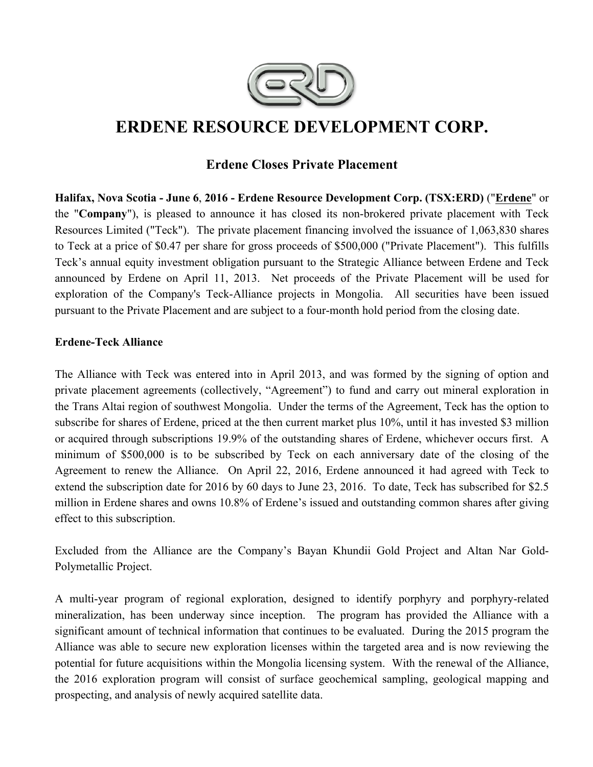# ERDENE RESOURCE DEVELOPMENT CORP.

## Erdene Closes Private Placement

**Halifax, Nova Scotia - June 6, 2016 - Erdene Resource Development Corp. (TSX:ERD)** ("Erdene" or the "**Company**"), is pleased to announce it has closed its non-brokered private placement with Teck Resources Limited ("Teck"). The private placement financing involved the issuance of 1,063,830 shares to Teck at a price of $0.47 per share for gross proceeds of $500,000 ("Private Placement"). This fulfills Teck's annual equity investment obligation pursuant to the Strategic Alliance between Erdene and Teck announced by Erdene on April 11, 2013. Net proceeds of the Private Placement will be used for exploration of the Company's Teck-Alliance projects in Mongolia. All securities have been issued pursuant to the Private Placement and are subject to a four-month hold period from the closing date.

**Erdene-Teck Alliance**

The Alliance with Teck was entered into in April 2013, and was formed by the signing of option and private placement agreements (collectively, "Agreement") to fund and carry out mineral exploration in the Trans Altai region of southwest Mongolia. Under the terms of the Agreement, Teck has the option to subscribe for shares of Erdene, priced at the then current market plus 10%, until it has invested $3 million or acquired through subscriptions 19.9% of the outstanding shares of Erdene, whichever occurs first. A minimum of $500,000 is to be subscribed by Teck on each anniversary date of the closing of the Agreement to renew the Alliance. On April 22, 2016, Erdene announced it had agreed with Teck to extend the subscription date for 2016 by 60 days to June 23, 2016. To date, Teck has subscribed for $2.5 million in Erdene shares and owns 10.8% of Erdene's issued and outstanding common shares after giving effect to this subscription.

Excluded from the Alliance are the Company's Bayan Khundii Gold Project and Altan Nar Gold-Polymetallic Project.

A multi-year program of regional exploration, designed to identify porphyry and porphyry-related mineralization, has been underway since inception. The program has provided the Alliance with a significant amount of technical information that continues to be evaluated. During the 2015 program the Alliance was able to secure new exploration licenses within the targeted area and is now reviewing the potential for future acquisitions within the Mongolia licensing system. With the renewal of the Alliance, the 2016 exploration program will consist of surface geochemical sampling, geological mapping and prospecting, and analysis of newly acquired satellite data.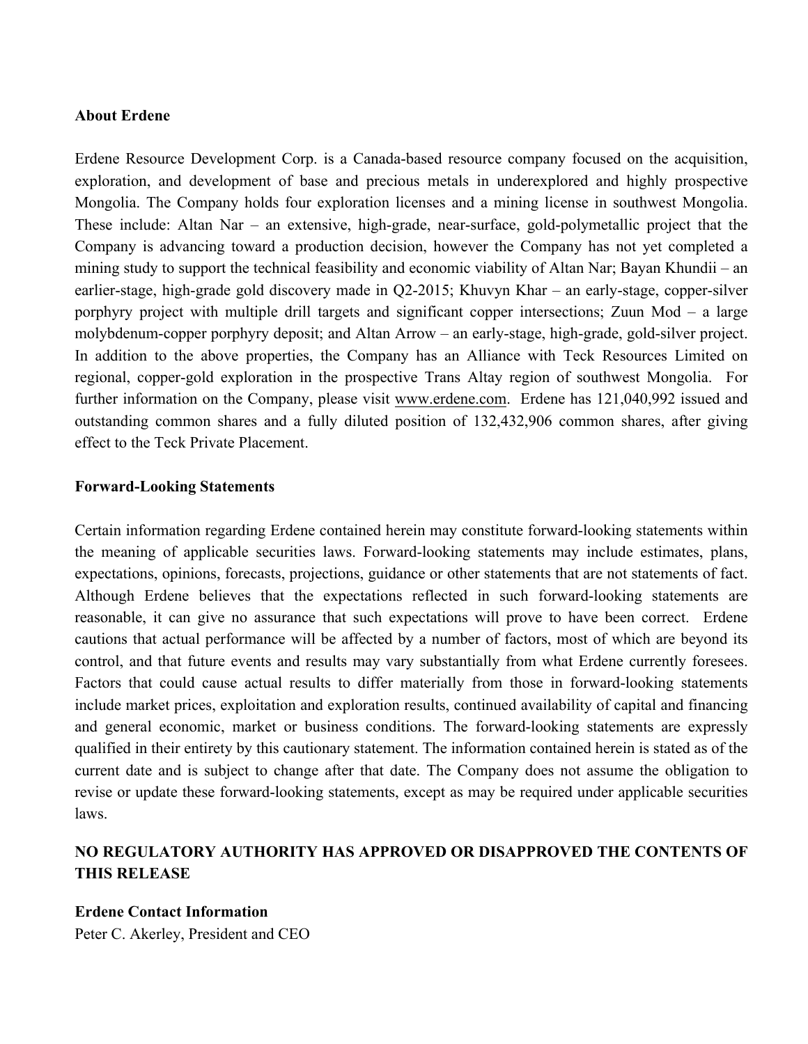**About Erdene**

Erdene Resource Development Corp. is a Canada-based resource company focused on the acquisition, exploration, and development of base and precious metals in underexplored and highly prospective Mongolia. The Company holds four exploration licenses and a mining license in southwest Mongolia. These include: Altan Nar – an extensive, high-grade, near-surface, gold-polymetallic project that the Company is advancing toward a production decision, however the Company has not yet completed a mining study to support the technical feasibility and economic viability of Altan Nar; Bayan Khundii – an earlier-stage, high-grade gold discovery made in Q2-2015; Khuvyn Khar – an early-stage, copper-silver porphyry project with multiple drill targets and significant copper intersections; Zuun Mod – a large molybdenum-copper porphyry deposit; and Altan Arrow – an early-stage, high-grade, gold-silver project. In addition to the above properties, the Company has an Alliance with Teck Resources Limited on regional, copper-gold exploration in the prospective Trans Altay region of southwest Mongolia. For further information on the Company, please visit www.erdene.com. Erdene has 121,040,992 issued and outstanding common shares and a fully diluted position of 132,432,906 common shares, after giving effect to the Teck Private Placement.

**Forward-Looking Statements**

Certain information regarding Erdene contained herein may constitute forward-looking statements within the meaning of applicable securities laws. Forward-looking statements may include estimates, plans, expectations, opinions, forecasts, projections, guidance or other statements that are not statements of fact. Although Erdene believes that the expectations reflected in such forward-looking statements are reasonable, it can give no assurance that such expectations will prove to have been correct. Erdene cautions that actual performance will be affected by a number of factors, most of which are beyond its control, and that future events and results may vary substantially from what Erdene currently foresees. Factors that could cause actual results to differ materially from those in forward-looking statements include market prices, exploitation and exploration results, continued availability of capital and financing and general economic, market or business conditions. The forward-looking statements are expressly qualified in their entirety by this cautionary statement. The information contained herein is stated as of the current date and is subject to change after that date. The Company does not assume the obligation to revise or update these forward-looking statements, except as may be required under applicable securities laws.

**NO REGULATORY AUTHORITY HAS APPROVED OR DISAPPROVED THE CONTENTS OF THIS RELEASE**

**Erdene Contact Information**

Peter C. Akerley, President and CEO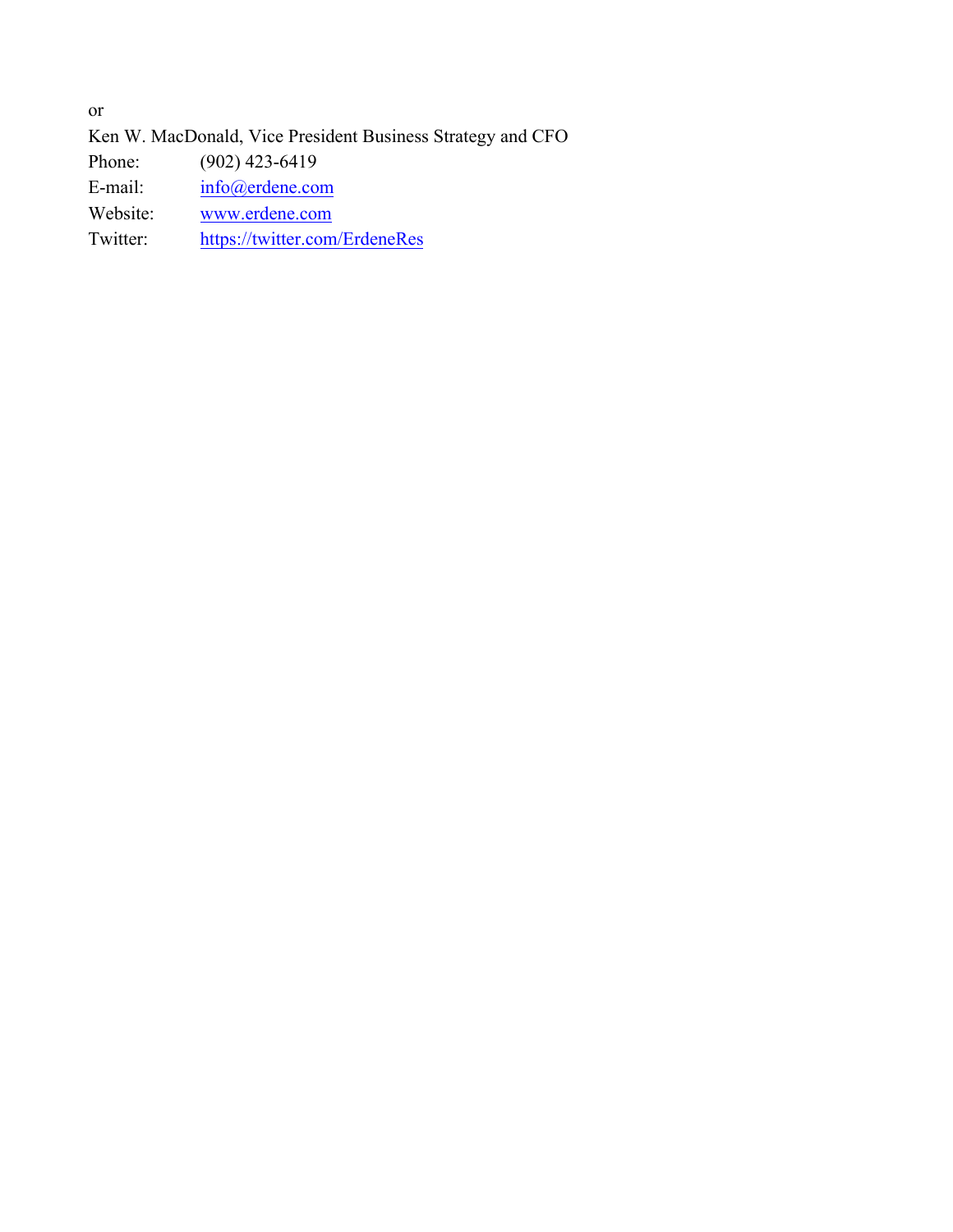or

Ken W. MacDonald, Vice President Business Strategy and CFO

| | |
|---|---|
| Phone: | (902) 423-6419 |
| E-mail: | info@erdene.com |
| Website: | www.erdene.com |
| Twitter: | https://twitter.com/ErdeneRes |